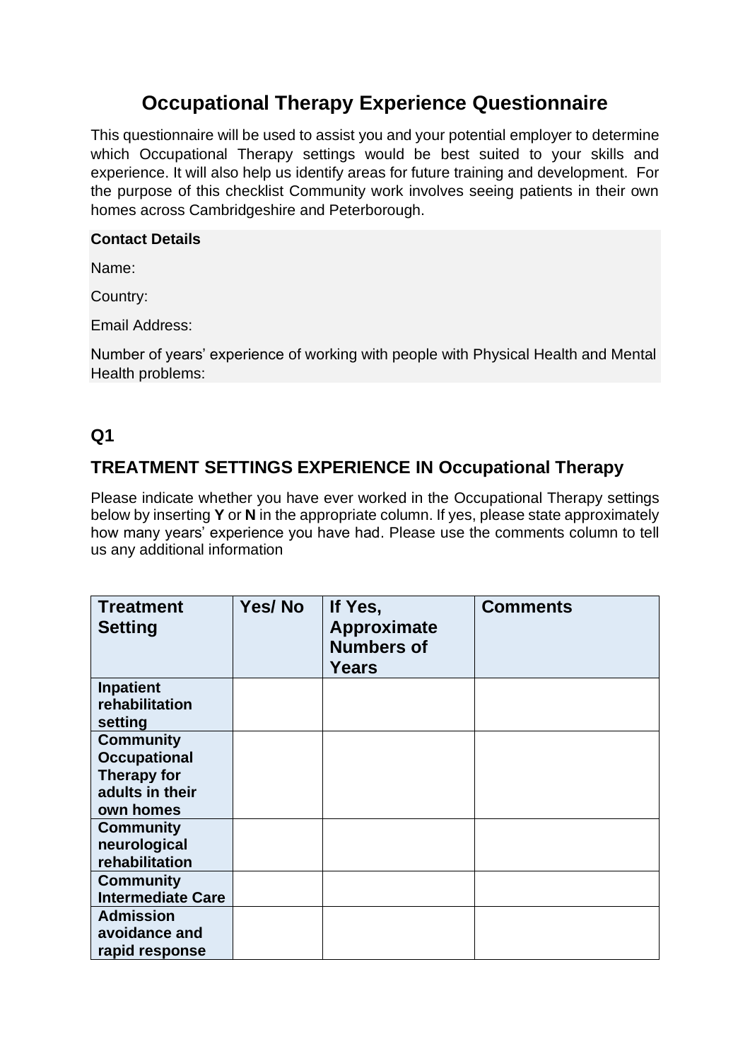# Occupational Therapy Experience Questionnaire

This questionnaire will be used to assist you and your potential employer to determine which Occupational Therapy settings would be best suited to your skills and experience. It will also help us identify areas for future training and development. For the purpose of this checklist Community work involves seeing patients in their own homes across Cambridgeshire and Peterborough.

**Contact Details**

Name:

Country:

Email Address:

Number of years' experience of working with people with Physical Health and Mental Health problems:

## Q1

## TREATMENT SETTINGS EXPERIENCE IN Occupational Therapy

Please indicate whether you have ever worked in the Occupational Therapy settings below by inserting **Y** or **N** in the appropriate column. If yes, please state approximately how many years' experience you have had. Please use the comments column to tell us any additional information

| Treatment Setting | Yes/ No | If Yes, Approximate Numbers of Years | Comments |
|---|---|---|---|
| **Inpatient rehabilitation setting** | | | |
| **Community Occupational Therapy for adults in their own homes** | | | |
| **Community neurological rehabilitation** | | | |
| **Community Intermediate Care** | | | |
| **Admission avoidance and rapid response** | | | |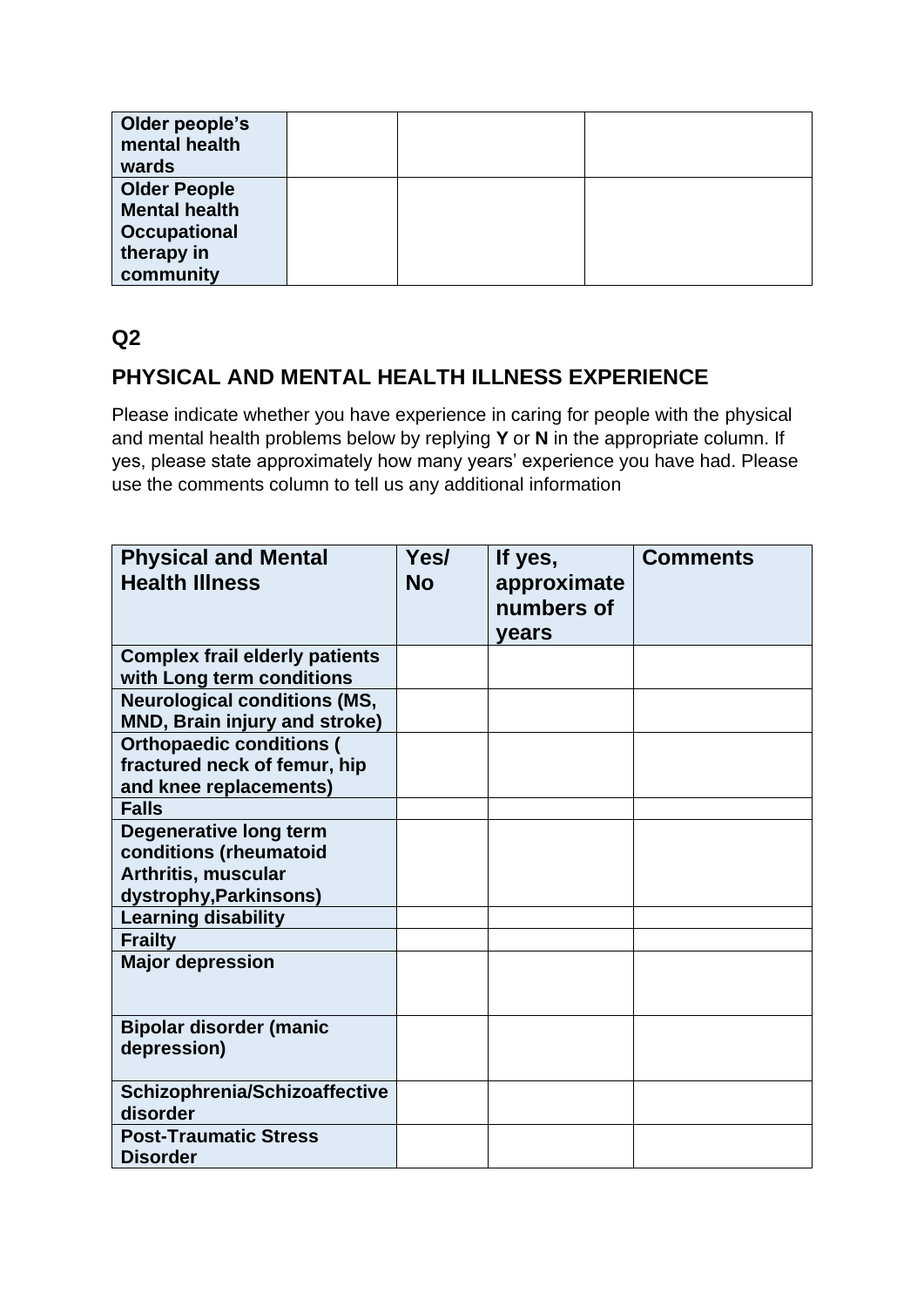| **Older people's mental health wards** | | | |
|---|---|---|---|
| **Older People Mental health Occupational therapy in community** | | | |

## Q2

## PHYSICAL AND MENTAL HEALTH ILLNESS EXPERIENCE

Please indicate whether you have experience in caring for people with the physical and mental health problems below by replying **Y** or **N** in the appropriate column. If yes, please state approximately how many years' experience you have had. Please use the comments column to tell us any additional information

| **Physical and Mental Health Illness** | **Yes/ No** | **If yes, approximate numbers of years** | **Comments** |
|---|---|---|---|
| **Complex frail elderly patients with Long term conditions** | | | |
| **Neurological conditions (MS, MND, Brain injury and stroke)** | | | |
| **Orthopaedic conditions ( fractured neck of femur, hip and knee replacements)** | | | |
| **Falls** | | | |
| **Degenerative long term conditions (rheumatoid Arthritis, muscular dystrophy,Parkinsons)** | | | |
| **Learning disability** | | | |
| **Frailty** | | | |
| **Major depression** | | | |
| **Bipolar disorder (manic depression)** | | | |
| **Schizophrenia/Schizoaffective disorder** | | | |
| **Post-Traumatic Stress Disorder** | | | |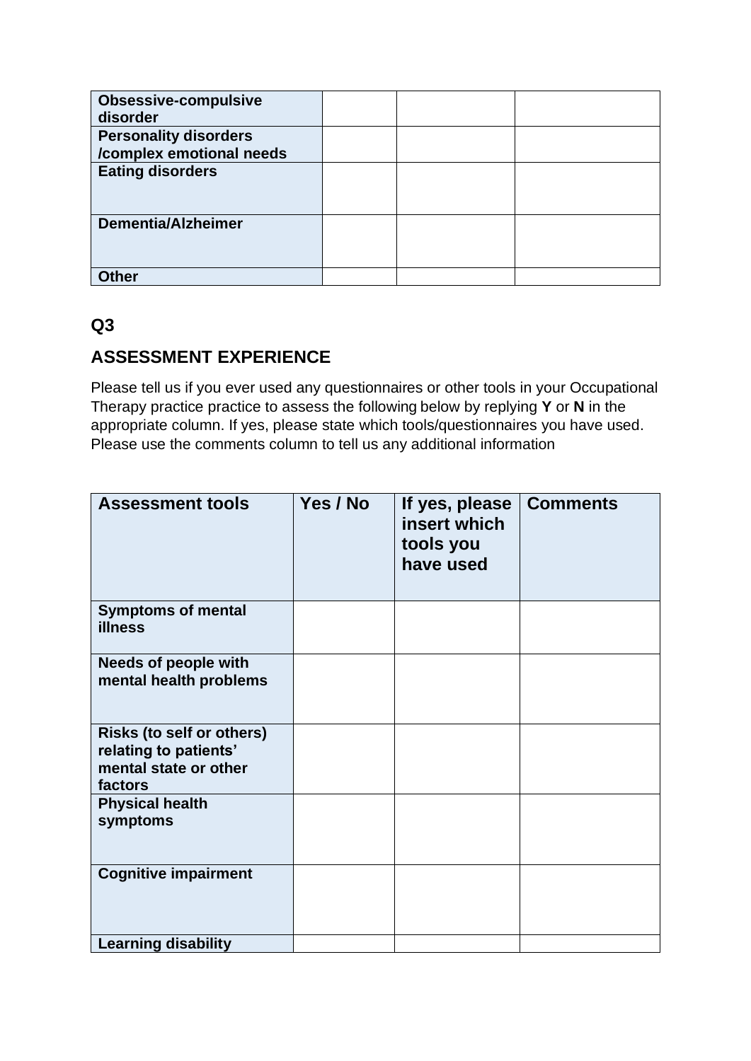| Obsessive-compulsive disorder | | | |
|---|---|---|---|
| Personality disorders /complex emotional needs | | | |
| Eating disorders | | | |
| Dementia/Alzheimer | | | |
| Other | | | |

## Q3

## ASSESSMENT EXPERIENCE

Please tell us if you ever used any questionnaires or other tools in your Occupational Therapy practice practice to assess the following below by replying **Y** or **N** in the appropriate column. If yes, please state which tools/questionnaires you have used. Please use the comments column to tell us any additional information

| Assessment tools | Yes / No | If yes, please insert which tools you have used | Comments |
|---|---|---|---|
| **Symptoms of mental illness** | | | |
| **Needs of people with mental health problems** | | | |
| **Risks (to self or others) relating to patients' mental state or other factors** | | | |
| **Physical health symptoms** | | | |
| **Cognitive impairment** | | | |
| **Learning disability** | | | |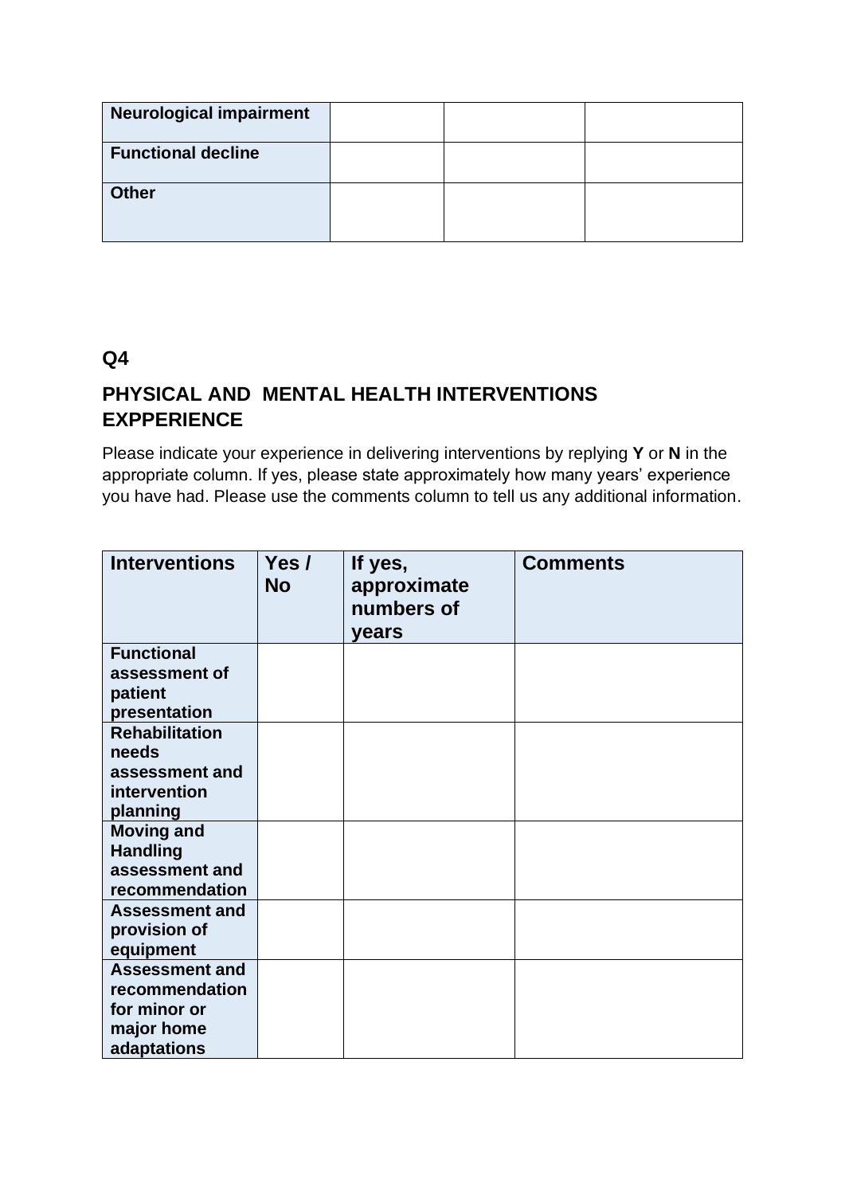| Neurological impairment | | | |
| --- | --- | --- | --- |
| **Functional decline** | | | |
| **Other** | | | |

**Q4**

## PHYSICAL AND MENTAL HEALTH INTERVENTIONS EXPPERIENCE

Please indicate your experience in delivering interventions by replying **Y** or **N** in the appropriate column. If yes, please state approximately how many years' experience you have had. Please use the comments column to tell us any additional information.

| Interventions | Yes / No | If yes, approximate numbers of years | Comments |
| --- | --- | --- | --- |
| **Functional assessment of patient presentation** | | | |
| **Rehabilitation needs assessment and intervention planning** | | | |
| **Moving and Handling assessment and recommendation** | | | |
| **Assessment and provision of equipment** | | | |
| **Assessment and recommendation for minor or major home adaptations** | | | |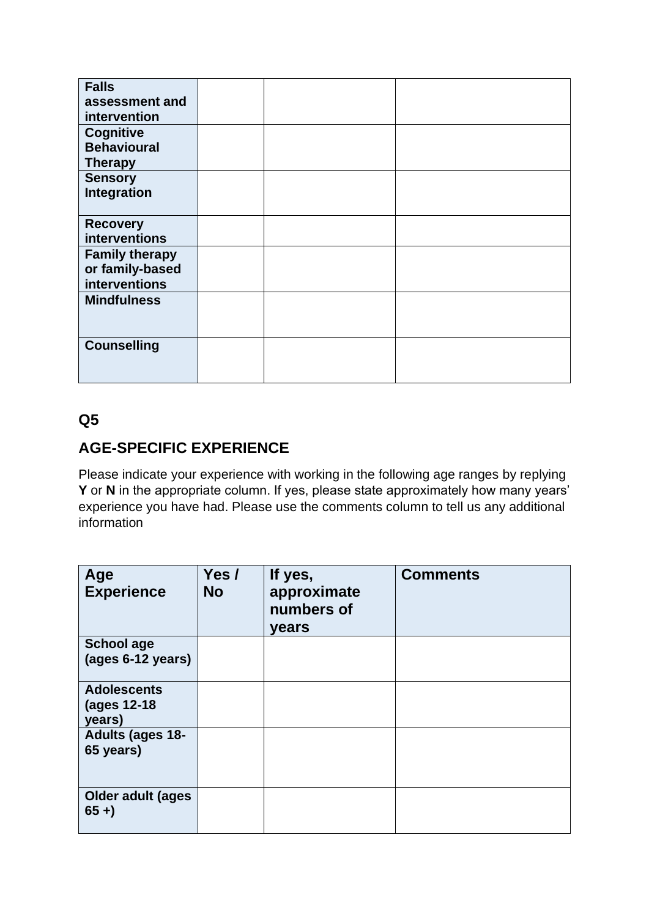| | | | |
|---|---|---|---|
| **Falls assessment and intervention** | | | |
| **Cognitive Behavioural Therapy** | | | |
| **Sensory Integration** | | | |
| **Recovery interventions** | | | |
| **Family therapy or family-based interventions** | | | |
| **Mindfulness** | | | |
| **Counselling** | | | |

## Q5

## AGE-SPECIFIC EXPERIENCE

Please indicate your experience with working in the following age ranges by replying **Y** or **N** in the appropriate column. If yes, please state approximately how many years' experience you have had. Please use the comments column to tell us any additional information

| Age Experience | Yes / No | If yes, approximate numbers of years | Comments |
|---|---|---|---|
| **School age (ages 6-12 years)** | | | |
| **Adolescents (ages 12-18 years)** | | | |
| **Adults (ages 18-65 years)** | | | |
| **Older adult (ages 65 +)** | | | |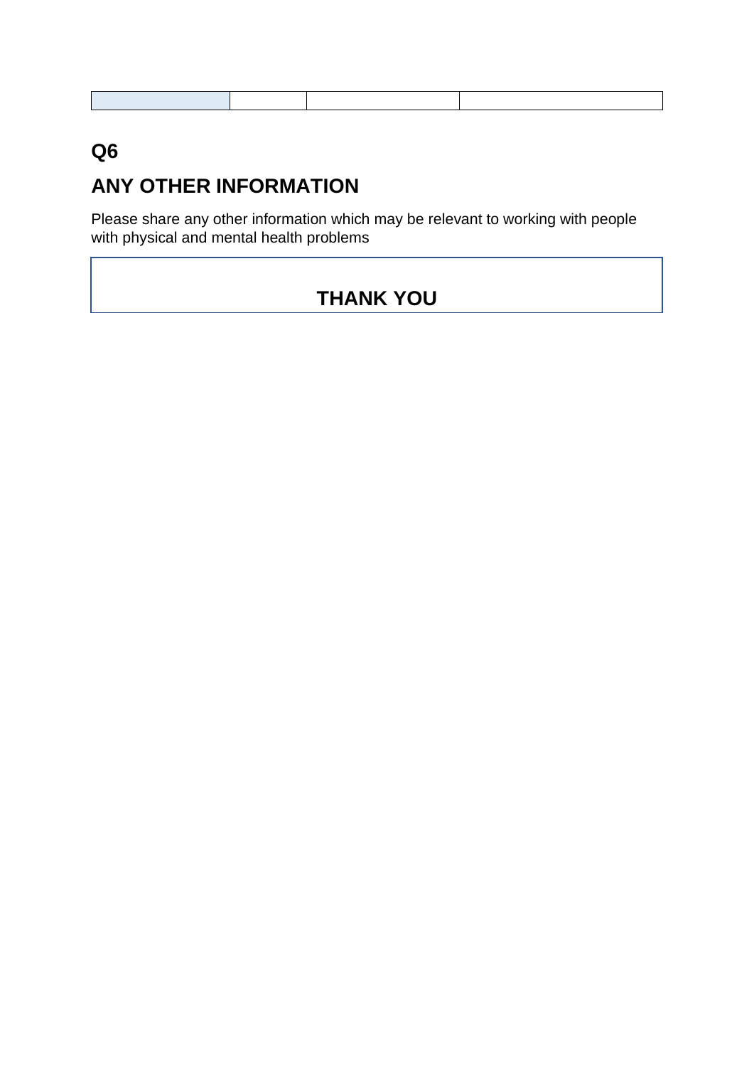| | | | |
|---|---|---|---|
| | | | |

## Q6

## ANY OTHER INFORMATION

Please share any other information which may be relevant to working with people with physical and mental health problems

| |
|---|
| **THANK YOU** |